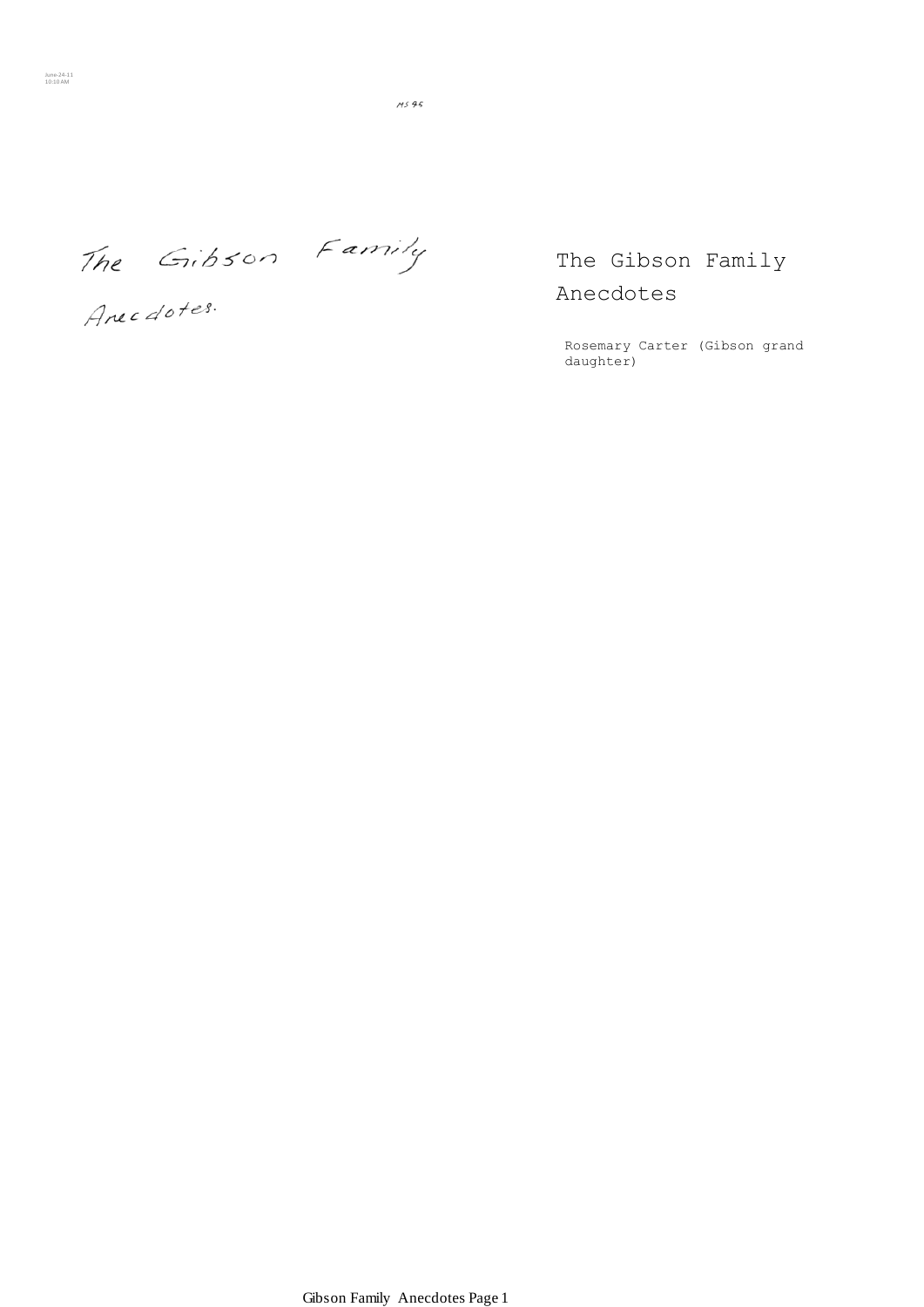MS 95

The Gibson Family Anecdotes.

# The Gibson Family Anecdotes

Rosemary Carter (Gibson grand daughter)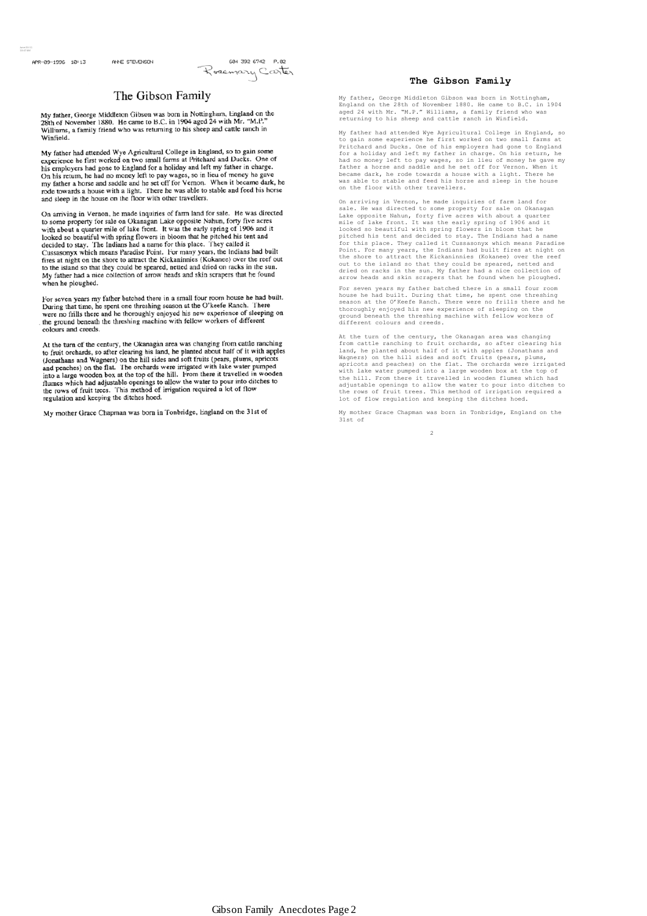APR-09-1996 10:13 ANNE STEVENSON 604 392 6742 P.02

Rosemary Carter

# The Gibson Family

My father, George Middleton Gibson was born in Nottingham, England on the 28th of November 1880. He came to B.C. in 1904 aged 24 with Mr. "M.P." Williams, a family friend who was returning to his sheep and cattle ranch in Winfield.

My father had attended Wye Agricultural College in England, so to gain some experience he first worked on two small farms at Pritchard and Ducks. One of his employers had gone to England for a holiday and left my father in charge. On his return, he had no money left to pay wages, so in lieu of money he gave my father a horse and saddle and he set off for Vernon. When it became dark, he rode towards a house with a light. There he was able to stable and feed his horse and sleep in the house on the floor with other travellers.

On arriving in Vernon, he made inquiries of farm land for sale. He was directed to some property for sale on Okanagan Lake opposite Nahun, forty five acres with about a quarter mile of lake front. It was the early spring of 1906 and it looked so beautiful with spring flowers in bloom that he pitched his tent and decided to stay. The Indians had a name for this place. They called it Cussasonyx which means Paradise Point. For many years, the Indians had built fires at night on the shore to attract the Kickaninnies (Kokanee) over the reef out to the island so that they could be speared, netted and dried on racks in the sun. My father had a nice collection of arrow heads and skin scrapers that he found when he ploughed.

For seven years my father batched there in a small four room house he had built. During that time, he spent one threshing season at the O'keefe Ranch. There were no frills there and he thoroughly enjoyed his new experience of sleeping on the ground beneath the threshing machine with fellow workers of different colours and creeds.

At the turn of the century, the Okanagan area was changing from cattle ranching to fruit orchards, so after clearing his land, he planted about half of it with apples (Jonathans and Wagners) on the hill sides and soft fruits (pears, plums, apricots and peaches) on the flat. The orchards were irrigated with lake water pumped into a large wooden box at the top of the hill. From there it travelled in wooden flumes which had adjustable openings to allow the water to pour into ditches to the rows of fruit trees. This method of irrigation required a lot of flow regulation and keeping the ditches hoed.

My mother Grace Chapman was born in Tonbridge, England on the 31st of

## The Gibson Family

My father, George Middleton Gibson was born in Nottingham, England on the 28th of November 1880. He came to B.C. in 1904 aged 24 with Mr. "M.P." Williams, a family friend who was returning to his sheep and cattle ranch in Winfield.

My father had attended Wye Agricultural College in England, so to gain some experience he first worked on two small farms at Pritchard and Ducks. One of his employers had gone to England for a holiday and left my father in charge. On his return, he had no money left to pay wages, so in lieu of money he gave my father a horse and saddle and he set off for Vernon. When it became dark, he rode towards a house with a light. There he was able to stable and feed his horse and sleep in the house on the floor with other travellers.

On arriving in Vernon, he made inquiries of farm land for sale. He was directed to some property for sale on Okanagan Lake opposite Nahun, forty five acres with about a quarter mile of lake front. It was the early spring of 1906 and it looked so beautiful with spring flowers in bloom that he pitched his tent and decided to stay. The Indians had a name for this place. They called it Cussasonyx which means Paradise Point. For many years, the Indians had built fires at night on the shore to attract the Kickaninnies (Kokanee) over the reef out to the island so that they could be speared, netted and dried on racks in the sun. My father had a nice collection of arrow heads and skin scrapers that he found when he ploughed.

For seven years my father batched there in a small four room house he had built. During that time, he spent one threshing season at the O'Keefe Ranch. There were no frills there and he thoroughly enjoyed his new experience of sleeping on the ground beneath the threshing machine with fellow workers of different colours and creeds.

At the turn of the century, the Okanagan area was changing from cattle ranching to fruit orchards, so after clearing his land, he planted about half of it with apples (Jonathans and Wagners) on the hill sides and soft fruits (pears, plums, apricots and peaches) on the flat. The orchards were irrigated with lake water pumped into a large wooden box at the top of the hill. From there it travelled in wooden flumes which had adjustable openings to allow the water to pour into ditches to the rows of fruit trees. This method of irrigation required a lot of flow regulation and keeping the ditches hoed.

My mother Grace Chapman was born in Tonbridge, England on the 31st of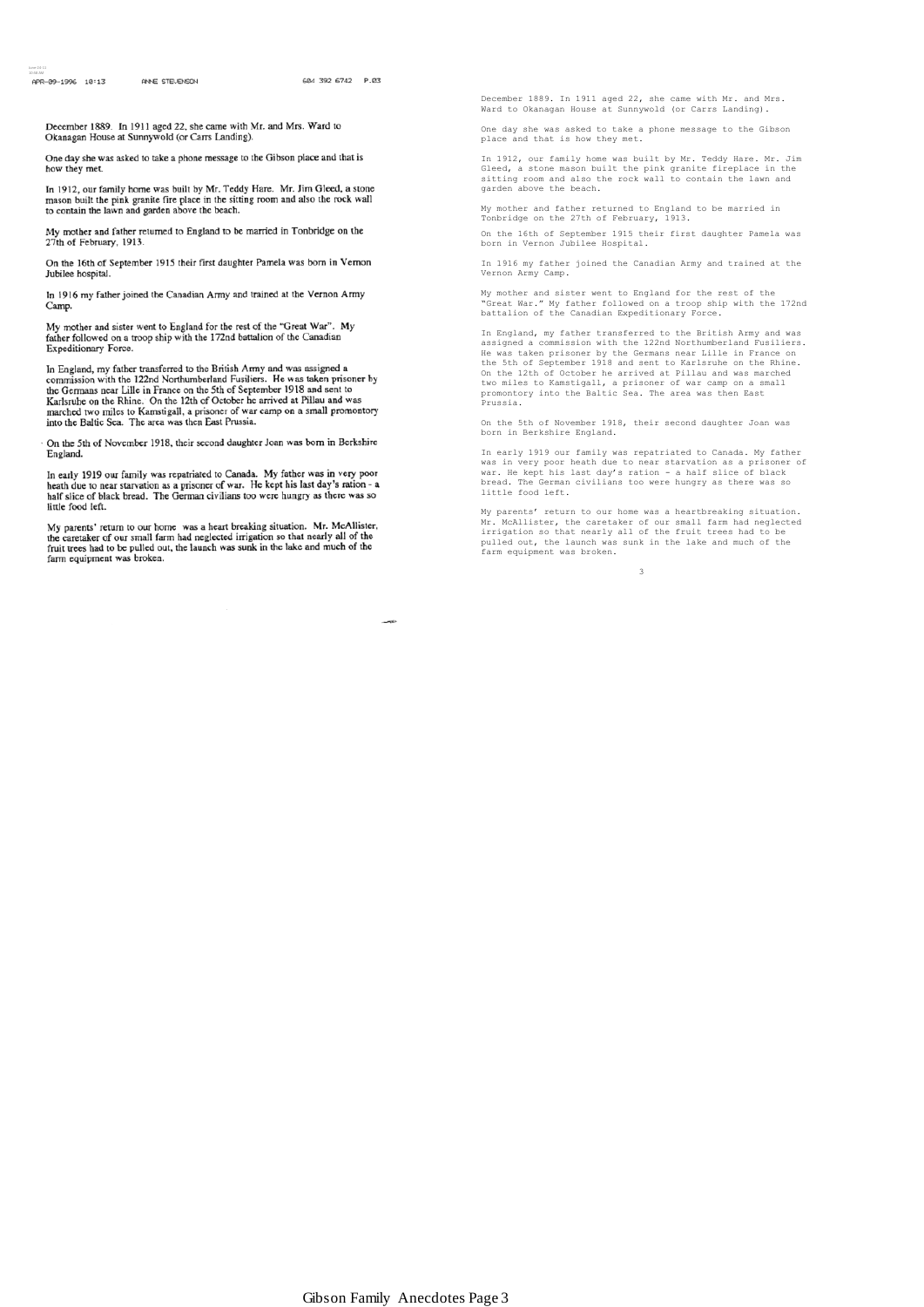December 1889. In 1911 aged 22, she came with Mr. and Mrs. Ward to Okanagan House at Sunnywold (or Carrs Landing).

One day she was asked to take a phone message to the Gibson place and that is how they met.

In 1912, our family home was built by Mr. Teddy Hare. Mr. Jim Gleed, a stone mason built the pink granite fire place in the sitting room and also the rock wall to contain the lawn and garden above the beach.

My mother and father returned to England to be married in Tonbridge on the 27th of February, 1913.

On the 16th of September 1915 their first daughter Pamela was born in Vernon Jubilee hospital.

In 1916 my father joined the Canadian Army and trained at the Vernon Army Camp.

My mother and sister went to England for the rest of the "Great War". My father followed on a troop ship with the 172nd battalion of the Canadian Expeditionary Force.

In England, my father transferred to the British Army and was assigned a commission with the 122nd Northumberland Fusiliers. He was taken prisoner by the Germans near Lille in France on the 5th of September 1918 and sent to Karlsruhe on the Rhine. On the 12th of October he arrived at Pillau and was marched two miles to Kamstigall, a prisoner of war camp on a small promontory into the Baltic Sea. The area was then East Prussia.

On the 5th of November 1918, their second daughter Joan was born in Berkshire England.

In early 1919 our family was repatriated to Canada. My father was in very poor heath due to near starvation as a prisoner of war. He kept his last day's ration - a half slice of black bread. The German civilians too were hungry as there was so little food left.

My parents' return to our home was a heart breaking situation. Mr. McAllister, the caretaker of our small farm had neglected irrigation so that nearly all of the fruit trees had to be pulled out, the launch was sunk in the lake and much of the farm equipment was broken.

December 1889. In 1911 aged 22, she came with Mr. and Mrs. Ward to Okanagan House at Sunnywold (or Carrs Landing).

One day she was asked to take a phone message to the Gibson place and that is how they met.

In 1912, our family home was built by Mr. Teddy Hare. Mr. Jim Gleed, a stone mason built the pink granite fireplace in the sitting room and also the rock wall to contain the lawn and garden above the beach.

My mother and father returned to England to be married in Tonbridge on the 27th of February, 1913.

On the 16th of September 1915 their first daughter Pamela was born in Vernon Jubilee Hospital.

In 1916 my father joined the Canadian Army and trained at the Vernon Army Camp.

My mother and sister went to England for the rest of the "Great War." My father followed on a troop ship with the 172nd battalion of the Canadian Expeditionary Force.

In England, my father transferred to the British Army and was assigned a commission with the 122nd Northumberland Fusiliers. He was taken prisoner by the Germans near Lille in France on the 5th of September 1918 and sent to Karlsruhe on the Rhine. On the 12th of October he arrived at Pillau and was marched two miles to Kamstigall, a prisoner of war camp on a small promontory into the Baltic Sea. The area was then East Prussia.

On the 5th of November 1918, their second daughter Joan was born in Berkshire England.

In early 1919 our family was repatriated to Canada. My father was in very poor heath due to near starvation as a prisoner of war. He kept his last day's ration - a half slice of black bread. The German civilians too were hungry as there was so little food left.

My parents' return to our home was a heartbreaking situation. Mr. McAllister, the caretaker of our small farm had neglected irrigation so that nearly all of the fruit trees had to be pulled out, the launch was sunk in the lake and much of the farm equipment was broken.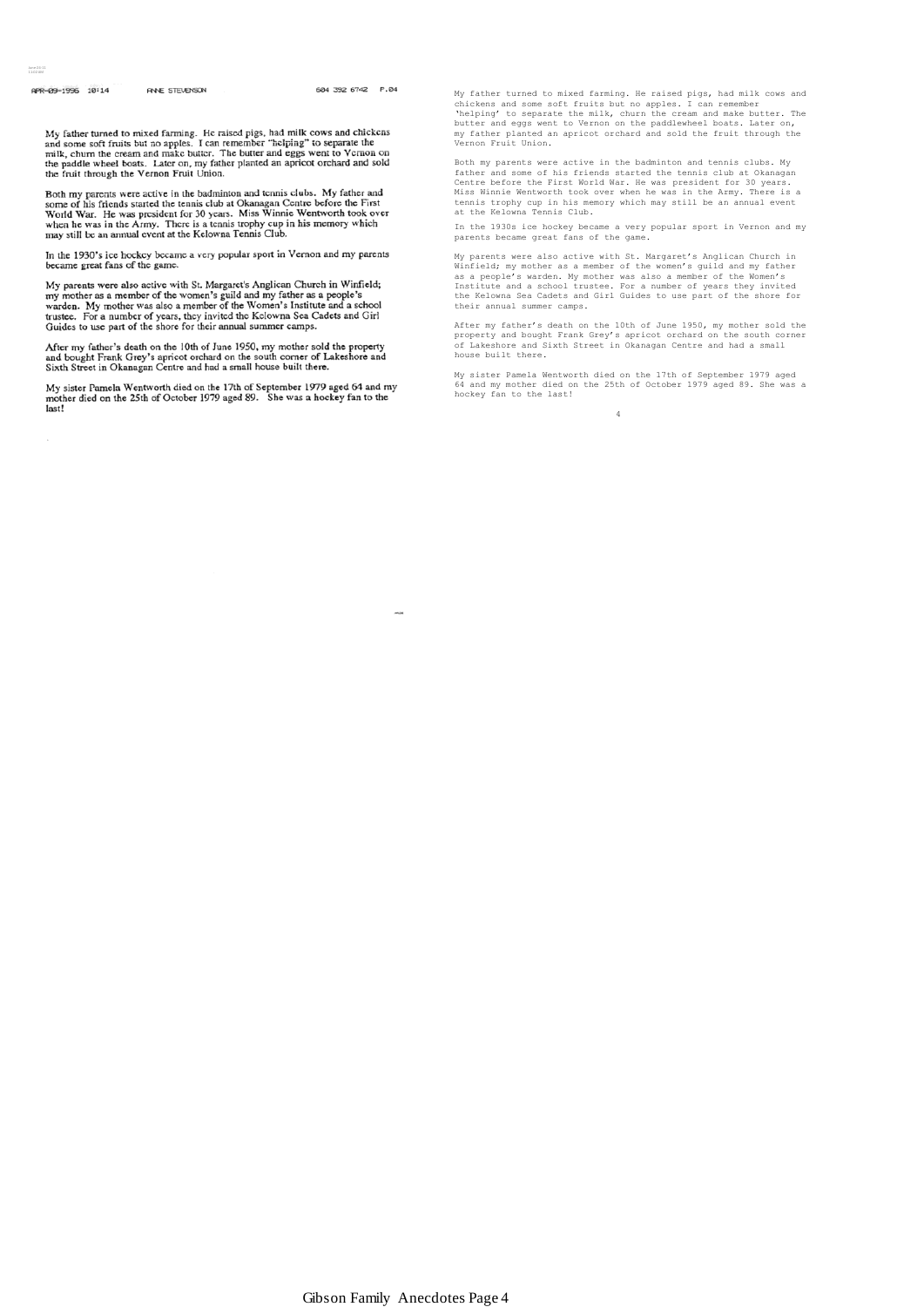My father turned to mixed farming. He raised pigs, had milk cows and chickens and some soft fruits but no apples. I can remember "helping" to separate the milk, churn the cream and make butter. The butter and eggs went to Vernon on the paddle wheel boats. Later on, my father planted an apricot orchard and sold the fruit through the Vernon Fruit Union.

Both my parents were active in the badminton and tennis clubs. My father and some of his friends started the tennis club at Okanagan Centre before the First World War. He was president for 30 years. Miss Winnie Wentworth took over when he was in the Army. There is a tennis trophy cup in his memory which may still be an annual event at the Kelowna Tennis Club.

In the 1930's ice hockey became a very popular sport in Vernon and my parents became great fans of the game.

My parents were also active with St. Margaret's Anglican Church in Winfield; my mother as a member of the women's guild and my father as a people's warden. My mother was also a member of the Women's Institute and a school trustee. For a number of years, they invited the Kelowna Sea Cadets and Girl Guides to use part of the shore for their annual summer camps.

After my father's death on the 10th of June 1950, my mother sold the property and bought Frank Grey's apricot orchard on the south corner of Lakeshore and Sixth Street in Okanagan Centre and had a small house built there.

My sister Pamela Wentworth died on the 17th of September 1979 aged 64 and my mother died on the 25th of October 1979 aged 89. She was a hockey fan to the last!

My father turned to mixed farming. He raised pigs, had milk cows and chickens and some soft fruits but no apples. I can remember 'helping' to separate the milk, churn the cream and make butter. The butter and eggs went to Vernon on the paddlewheel boats. Later on, my father planted an apricot orchard and sold the fruit through the Vernon Fruit Union.

Both my parents were active in the badminton and tennis clubs. My father and some of his friends started the tennis club at Okanagan Centre before the First World War. He was president for 30 years. Miss Winnie Wentworth took over when he was in the Army. There is a tennis trophy cup in his memory which may still be an annual event at the Kelowna Tennis Club.

In the 1930s ice hockey became a very popular sport in Vernon and my parents became great fans of the game.

My parents were also active with St. Margaret's Anglican Church in Winfield; my mother as a member of the women's guild and my father as a people's warden. My mother was also a member of the Women's Institute and a school trustee. For a number of years they invited the Kelowna Sea Cadets and Girl Guides to use part of the shore for their annual summer camps.

After my father's death on the 10th of June 1950, my mother sold the property and bought Frank Grey's apricot orchard on the south corner of Lakeshore and Sixth Street in Okanagan Centre and had a small house built there.

My sister Pamela Wentworth died on the 17th of September 1979 aged 64 and my mother died on the 25th of October 1979 aged 89. She was a hockey fan to the last!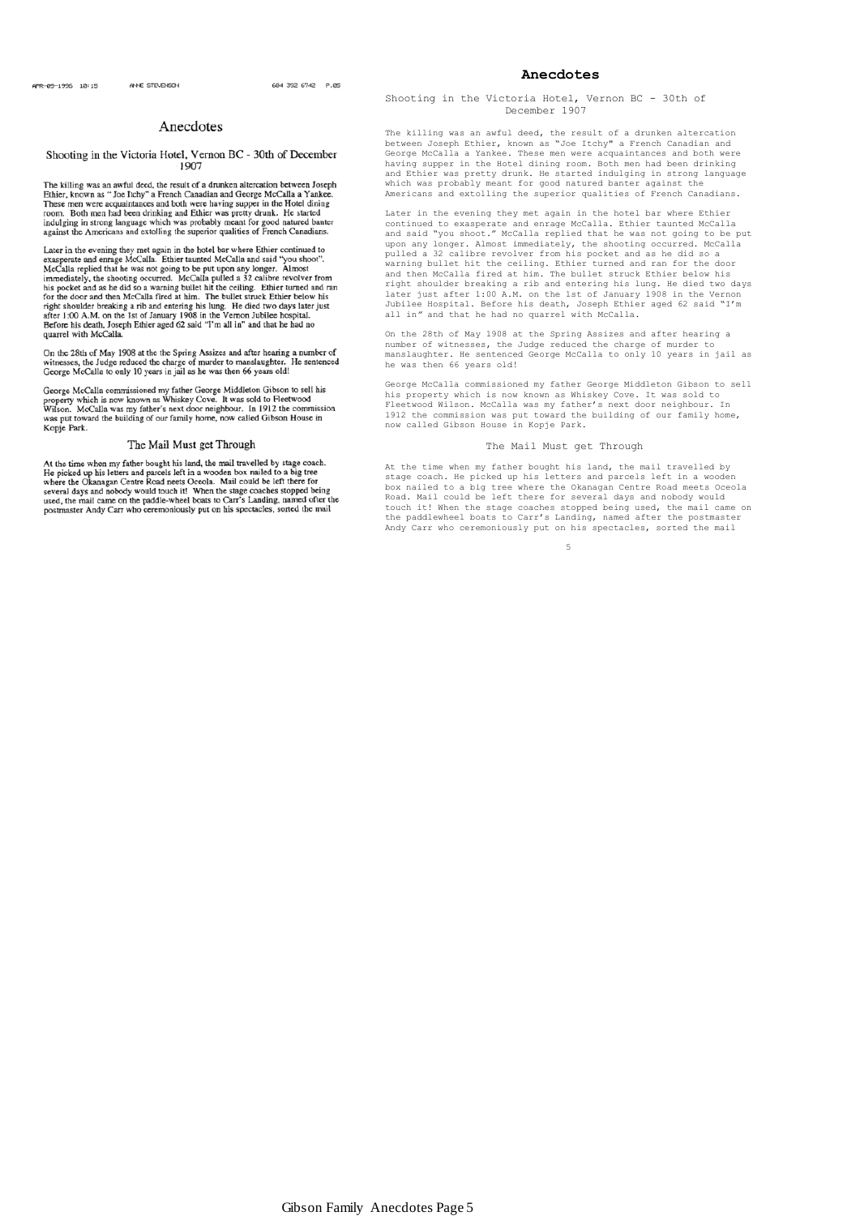# Anecdotes

## Shooting in the Victoria Hotel, Vernon BC - 30th of December 1907

The killing was an awful deed, the result of a drunken altercation between Joseph Ethier, known as " Joe Itchy" a French Canadian and George McCalla a Yankee. These men were acquaintances and both were having supper in the Hotel dining room. Both men had been drinking and Ethier was pretty drunk. He started indulging in strong language which was probably meant for good natured banter against the Americans and extolling the superior qualities of French Canadians.

Later in the evening they met again in the hotel bar where Ethier continued to exasperate and enrage McCalla. Ethier taunted McCalla and said "you shoot". McCalla replied that he was not going to be put upon any longer. Almost immediately, the shooting occurred. McCalla pulled a 32 calibre revolver from his pocket and as he did so a warning bullet hit the ceiling. Ethier turned and ran for the door and then McCalla fired at him. The bullet struck Ethier below his right shoulder breaking a rib and entering his lung. He died two days later just after 1:00 A.M. on the 1st of January 1908 in the Vernon Jubilee hospital. Before his death, Joseph Ethier aged 62 said "I'm all in" and that he had no quarrel with McCalla.

On the 28th of May 1908 at the the Spring Assizes and after hearing a number of witnesses, the Judge reduced the charge of murder to manslaughter. He sentenced George McCalla to only 10 years in jail as he was then 66 years old!

George McCalla commissioned my father George Middleton Gibson to sell his property which is now known as Whiskey Cove. It was sold to Fleetwood Wilson. McCalla was my father's next door neighbour. In 1912 the commission was put toward the building of our family home, now called Gibson House in Kopje Park.

## The Mail Must get Through

At the time when my father bought his land, the mail travelled by stage coach. He picked up his letters and parcels left in a wooden box nailed to a big tree where the Okanagan Centre Road meets Oceola. Mail could be left there for several days and nobody would touch it! When the stage coaches stopped being used, the mail came on the paddle-wheel boats to Carr's Landing, named after the postmaster Andy Carr who ceremoniously put on his spectacles, sorted the mail

# Anecdotes

## Shooting in the Victoria Hotel, Vernon BC - 30th of December 1907

The killing was an awful deed, the result of a drunken altercation between Joseph Ethier, known as "Joe Itchy" a French Canadian and George McCalla a Yankee. These men were acquaintances and both were having supper in the Hotel dining room. Both men had been drinking and Ethier was pretty drunk. He started indulging in strong language which was probably meant for good natured banter against the Americans and extolling the superior qualities of French Canadians.

Later in the evening they met again in the hotel bar where Ethier continued to exasperate and enrage McCalla. Ethier taunted McCalla and said "you shoot." McCalla replied that he was not going to be put upon any longer. Almost immediately, the shooting occurred. McCalla pulled a 32 calibre revolver from his pocket and as he did so a warning bullet hit the ceiling. Ethier turned and ran for the door and then McCalla fired at him. The bullet struck Ethier below his right shoulder breaking a rib and entering his lung. He died two days later just after 1:00 A.M. on the 1st of January 1908 in the Vernon Jubilee Hospital. Before his death, Joseph Ethier aged 62 said "I'm all in" and that he had no quarrel with McCalla.

On the 28th of May 1908 at the Spring Assizes and after hearing a number of witnesses, the Judge reduced the charge of murder to manslaughter. He sentenced George McCalla to only 10 years in jail as he was then 66 years old!

George McCalla commissioned my father George Middleton Gibson to sell his property which is now known as Whiskey Cove. It was sold to Fleetwood Wilson. McCalla was my father's next door neighbour. In 1912 the commission was put toward the building of our family home, now called Gibson House in Kopje Park.

## The Mail Must get Through

At the time when my father bought his land, the mail travelled by stage coach. He picked up his letters and parcels left in a wooden box nailed to a big tree where the Okanagan Centre Road meets Oceola Road. Mail could be left there for several days and nobody would touch it! When the stage coaches stopped being used, the mail came on the paddlewheel boats to Carr's Landing, named after the postmaster Andy Carr who ceremoniously put on his spectacles, sorted the mail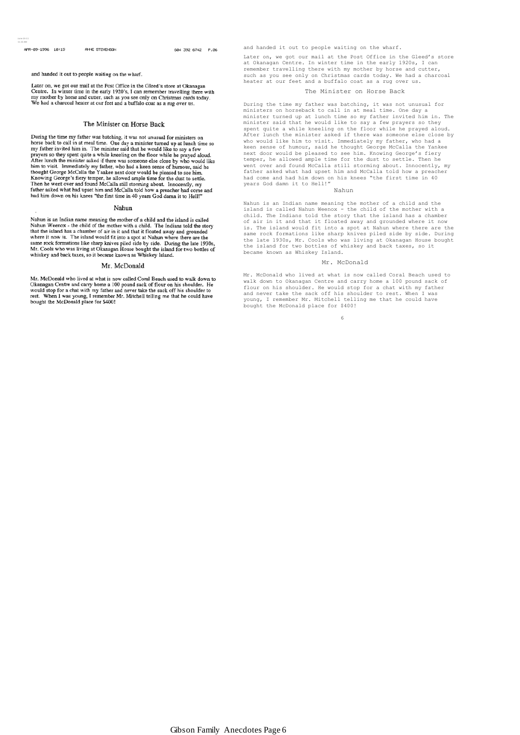and handed it out to people waiting on the wharf.

Later on, we got our mail at the Post Office in the Gleed's store at Okanagan Centre. In winter time in the early 1920's, I can remember travelling there with my mother by horse and cutter, such as you see only on Christmas cards today. We had a charcoal heater at our feet and a buffalo coat as a rug over us.

## The Minister on Horse Back

During the time my father was batching, it was not unusual for ministers on horse back to call in at meal time. One day a minister turned up at lunch time so my father invited him in. The minister said that he would like to say a few prayers so they spent quite a while kneeling on the floor while he prayed aloud. After lunch the minister asked if there was someone else close by who would like him to visit. Immediately my father, who had a keen sense of humour, said he thought George McCalla the Yankee next door would be pleased to see him. Knowing George's fiery temper, he allowed ample time for the dust to settle. Then he went over and found McCalla still storming about. Innocently, my father asked what had upset him and McCalla told how a preacher had come and had him down on his knees "the first time in 40 years God damn it to Hell!"

## Nahun

Nahun is an Indian name meaning the mother of a child and the island is called Nahun Weenox - the child of the mother with a child. The Indians told the story that the island has a chamber of air in it and that it floated away and grounded where it now is. The island would fit into a spot at Nahun where there are the same rock formations like sharp knives piled side by side. During the late 1930s, Mr. Cools who was living at Okanagan House bought the island for two bottles of whiskey and back taxes, so it became known as Whiskey Island.

## Mr. McDonald

Mr. McDonald who lived at what is now called Coral Beach used to walk down to Okanagan Centre and carry home a 100 pound sack of flour on his shoulder. He would stop for a chat with my father and never take the sack off his shoulder to rest. When I was young, I remember Mr. Mitchell telling me that he could have bought the McDonald place for $400!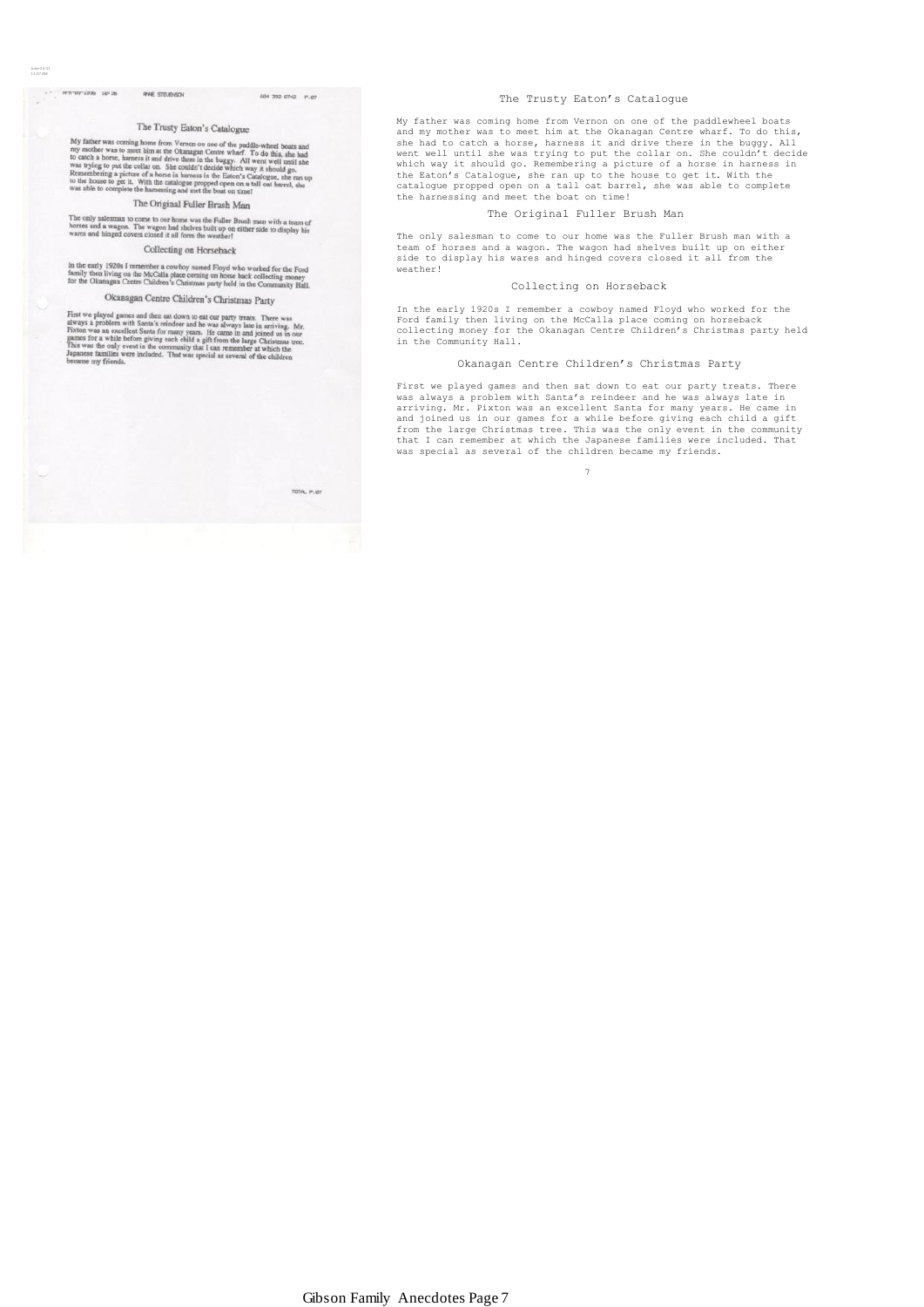## The Trusty Eaton's Catalogue

My father was coming home from Vernon on one of the paddlewheel boats and my mother was to meet him at the Okanagan Centre wharf. To do this, she had to catch a horse, harness it and drive there in the buggy. All went well until she was trying to put the collar on. She couldn't decide which way it should go. Remembering a picture of a horse in harness in the Eaton's Catalogue, she ran up to the house to get it. With the catalogue propped open on a tall oat barrel, she was able to complete the harnessing and meet the boat on time!

## The Original Fuller Brush Man

The only salesman to come to our home was the Fuller Brush man with a team of horses and a wagon. The wagon had shelves built up on either side to display his wares and hinged covers closed it all from the weather!

## Collecting on Horseback

In the early 1920s I remember a cowboy named Floyd who worked for the Ford family then living on the McCalla place coming on horseback collecting money for the Okanagan Centre Children's Christmas party held in the Community Hall.

## Okanagan Centre Children's Christmas Party

First we played games and then sat down to eat our party treats. There was always a problem with Santa's reindeer and he was always late in arriving. Mr. Pixton was an excellent Santa for many years. He came in and joined us in our games for a while before giving each child a gift from the large Christmas tree. This was the only event in the community that I can remember at which the Japanese families were included. That was special as several of the children became my friends.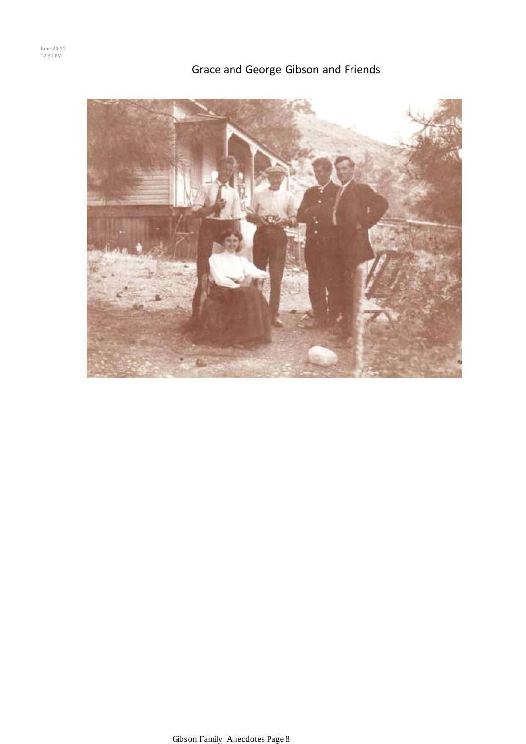# Grace and George Gibson and Friends